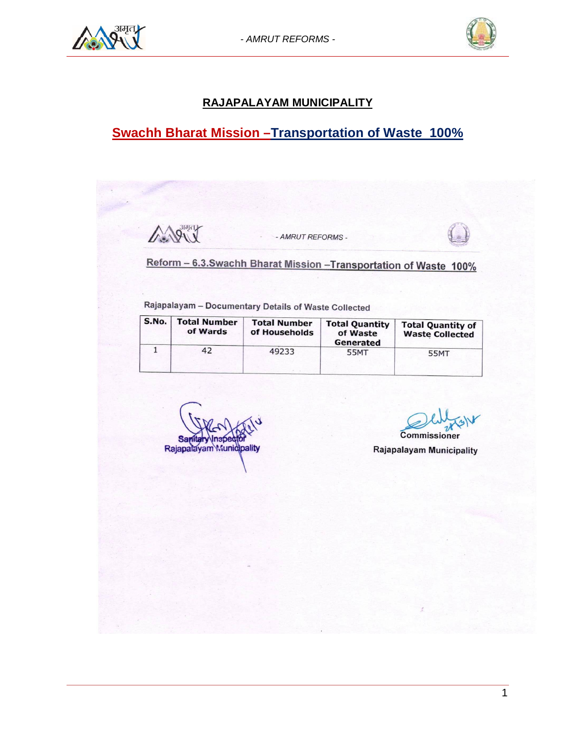# RAJAPALAYAM MUNICIPALITY

## Swachh Bharat Mission –Transportation of Waste 100%

- AMRUT REFORMS -

### Reform – 6.3.Swachh Bharat Mission –Transportation of Waste 100%

Rajapalayam – Documentary Details of Waste Collected

| S.No. | Total Number of Wards | Total Number of Households | Total Quantity of Waste Generated | Total Quantity of Waste Collected |
|---|---|---|---|---|
| 1 | 42 | 49233 | 55MT | 55MT |

Sanitary Inspector
Rajapalayam Municipality

Commissioner
Rajapalayam Municipality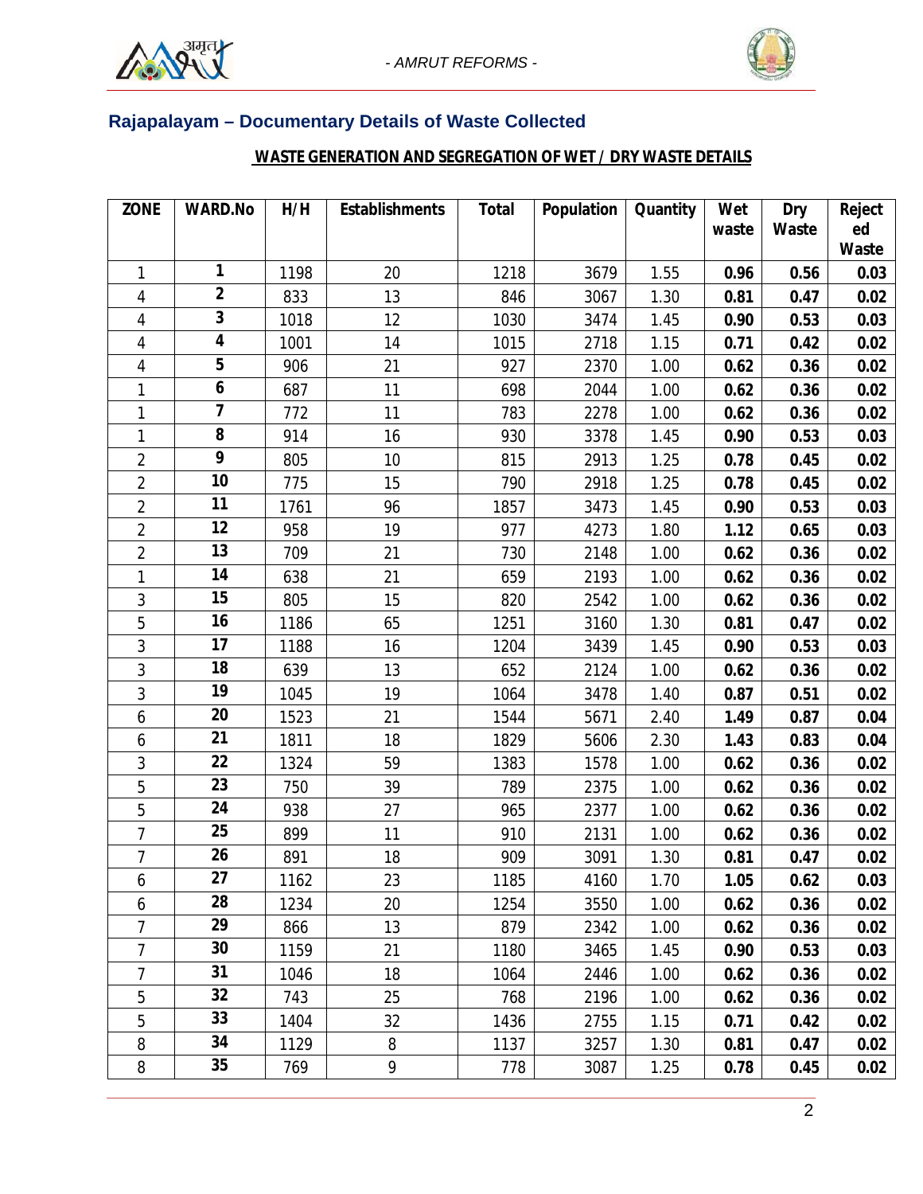## Rajapalayam – Documentary Details of Waste Collected

**WASTE GENERATION AND SEGREGATION OF WET / DRY WASTE DETAILS**

| ZONE | WARD.No | H/H | Establishments | Total | Population | Quantity | Wet waste | Dry Waste | Rejected Waste |
|---|---|---|---|---|---|---|---|---|---|
| 1 | **1** | 1198 | 20 | 1218 | 3679 | 1.55 | **0.96** | **0.56** | **0.03** |
| 4 | **2** | 833 | 13 | 846 | 3067 | 1.30 | **0.81** | **0.47** | **0.02** |
| 4 | **3** | 1018 | 12 | 1030 | 3474 | 1.45 | **0.90** | **0.53** | **0.03** |
| 4 | **4** | 1001 | 14 | 1015 | 2718 | 1.15 | **0.71** | **0.42** | **0.02** |
| 4 | **5** | 906 | 21 | 927 | 2370 | 1.00 | **0.62** | **0.36** | **0.02** |
| 1 | **6** | 687 | 11 | 698 | 2044 | 1.00 | **0.62** | **0.36** | **0.02** |
| 1 | **7** | 772 | 11 | 783 | 2278 | 1.00 | **0.62** | **0.36** | **0.02** |
| 1 | **8** | 914 | 16 | 930 | 3378 | 1.45 | **0.90** | **0.53** | **0.03** |
| 2 | **9** | 805 | 10 | 815 | 2913 | 1.25 | **0.78** | **0.45** | **0.02** |
| 2 | **10** | 775 | 15 | 790 | 2918 | 1.25 | **0.78** | **0.45** | **0.02** |
| 2 | **11** | 1761 | 96 | 1857 | 3473 | 1.45 | **0.90** | **0.53** | **0.03** |
| 2 | **12** | 958 | 19 | 977 | 4273 | 1.80 | **1.12** | **0.65** | **0.03** |
| 2 | **13** | 709 | 21 | 730 | 2148 | 1.00 | **0.62** | **0.36** | **0.02** |
| 1 | **14** | 638 | 21 | 659 | 2193 | 1.00 | **0.62** | **0.36** | **0.02** |
| 3 | **15** | 805 | 15 | 820 | 2542 | 1.00 | **0.62** | **0.36** | **0.02** |
| 5 | **16** | 1186 | 65 | 1251 | 3160 | 1.30 | **0.81** | **0.47** | **0.02** |
| 3 | **17** | 1188 | 16 | 1204 | 3439 | 1.45 | **0.90** | **0.53** | **0.03** |
| 3 | **18** | 639 | 13 | 652 | 2124 | 1.00 | **0.62** | **0.36** | **0.02** |
| 3 | **19** | 1045 | 19 | 1064 | 3478 | 1.40 | **0.87** | **0.51** | **0.02** |
| 6 | **20** | 1523 | 21 | 1544 | 5671 | 2.40 | **1.49** | **0.87** | **0.04** |
| 6 | **21** | 1811 | 18 | 1829 | 5606 | 2.30 | **1.43** | **0.83** | **0.04** |
| 3 | **22** | 1324 | 59 | 1383 | 1578 | 1.00 | **0.62** | **0.36** | **0.02** |
| 5 | **23** | 750 | 39 | 789 | 2375 | 1.00 | **0.62** | **0.36** | **0.02** |
| 5 | **24** | 938 | 27 | 965 | 2377 | 1.00 | **0.62** | **0.36** | **0.02** |
| 7 | **25** | 899 | 11 | 910 | 2131 | 1.00 | **0.62** | **0.36** | **0.02** |
| 7 | **26** | 891 | 18 | 909 | 3091 | 1.30 | **0.81** | **0.47** | **0.02** |
| 6 | **27** | 1162 | 23 | 1185 | 4160 | 1.70 | **1.05** | **0.62** | **0.03** |
| 6 | **28** | 1234 | 20 | 1254 | 3550 | 1.00 | **0.62** | **0.36** | **0.02** |
| 7 | **29** | 866 | 13 | 879 | 2342 | 1.00 | **0.62** | **0.36** | **0.02** |
| 7 | **30** | 1159 | 21 | 1180 | 3465 | 1.45 | **0.90** | **0.53** | **0.03** |
| 7 | **31** | 1046 | 18 | 1064 | 2446 | 1.00 | **0.62** | **0.36** | **0.02** |
| 5 | **32** | 743 | 25 | 768 | 2196 | 1.00 | **0.62** | **0.36** | **0.02** |
| 5 | **33** | 1404 | 32 | 1436 | 2755 | 1.15 | **0.71** | **0.42** | **0.02** |
| 8 | **34** | 1129 | 8 | 1137 | 3257 | 1.30 | **0.81** | **0.47** | **0.02** |
| 8 | **35** | 769 | 9 | 778 | 3087 | 1.25 | **0.78** | **0.45** | **0.02** |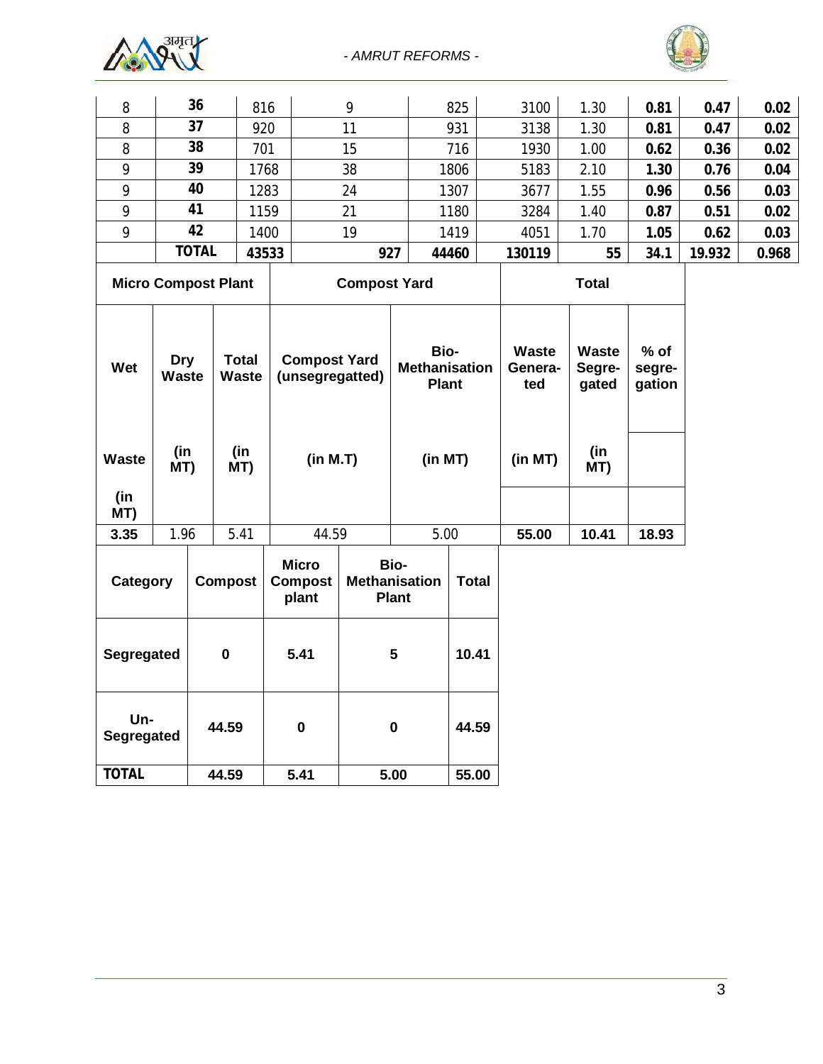| 8 | 36 | 816 | 9 | 825 | 3100 | 1.30 | 0.81 | 0.47 | 0.02 |
|---|---|---|---|---|---|---|---|---|---|
| 8 | 37 | 920 | 11 | 931 | 3138 | 1.30 | 0.81 | 0.47 | 0.02 |
| 8 | 38 | 701 | 15 | 716 | 1930 | 1.00 | 0.62 | 0.36 | 0.02 |
| 9 | 39 | 1768 | 38 | 1806 | 5183 | 2.10 | 1.30 | 0.76 | 0.04 |
| 9 | 40 | 1283 | 24 | 1307 | 3677 | 1.55 | 0.96 | 0.56 | 0.03 |
| 9 | 41 | 1159 | 21 | 1180 | 3284 | 1.40 | 0.87 | 0.51 | 0.02 |
| 9 | 42 | 1400 | 19 | 1419 | 4051 | 1.70 | 1.05 | 0.62 | 0.03 |
| | **TOTAL** | **43533** | **927** | **44460** | **130119** | **55** | **34.1** | **19.932** | **0.968** |

| **Micro Compost Plant** | | | **Compost Yard** | | **Total** | | |
|---|---|---|---|---|---|---|---|
| **Wet Waste (in MT)** | **Dry Waste (in MT)** | **Total Waste (in MT)** | **Compost Yard (unsegregatted) (in M.T)** | **Bio-Methanisation Plant (in MT)** | **Waste Genera-ted (in MT)** | **Waste Segre-gated (in MT)** | **% of segre-gation** |
| **3.35** | 1.96 | 5.41 | 44.59 | 5.00 | **55.00** | **10.41** | **18.93** |

| **Category** | **Compost** | **Micro Compost plant** | **Bio-Methanisation Plant** | **Total** |
|---|---|---|---|---|
| **Segregated** | **0** | **5.41** | **5** | **10.41** |
| **Un-Segregated** | **44.59** | **0** | **0** | **44.59** |
| **TOTAL** | **44.59** | **5.41** | **5.00** | **55.00** |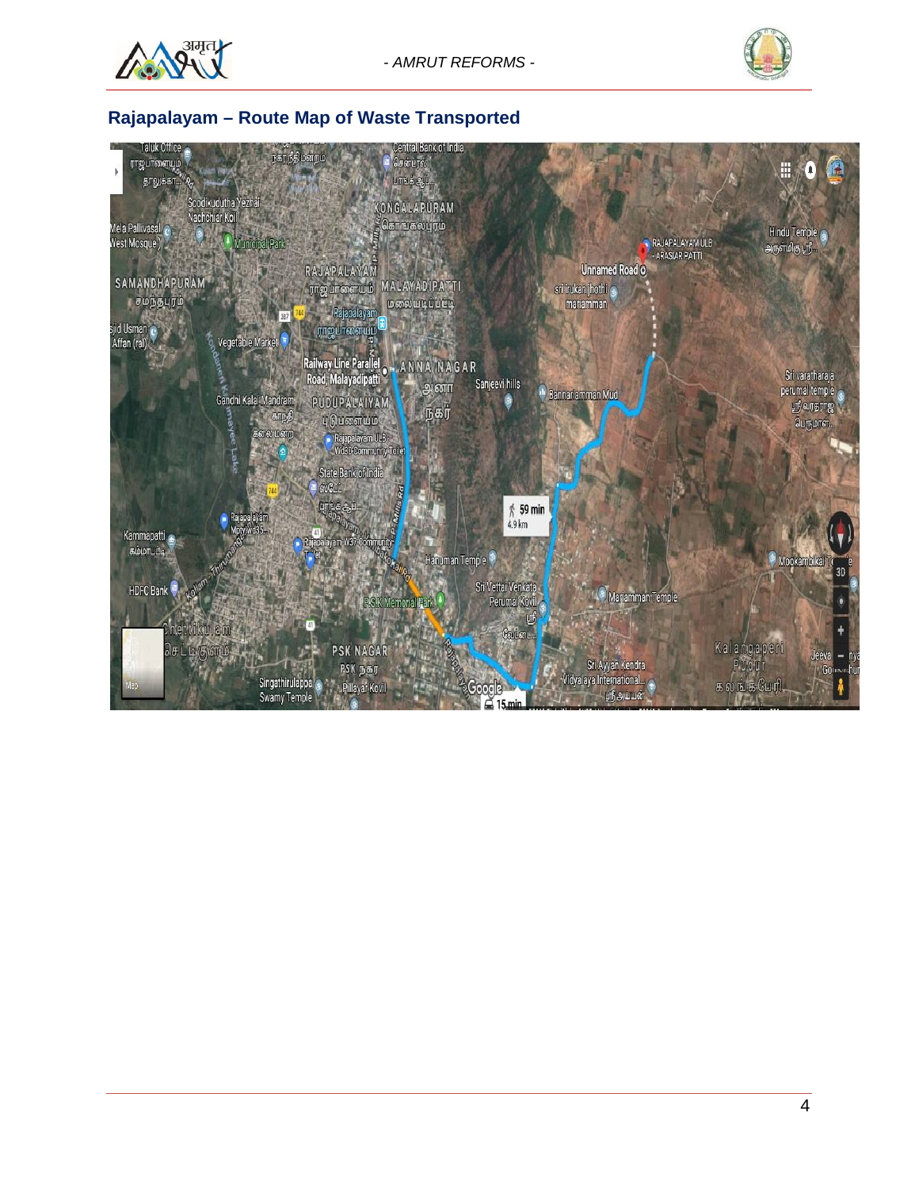## Rajapalayam – Route Map of Waste Transported